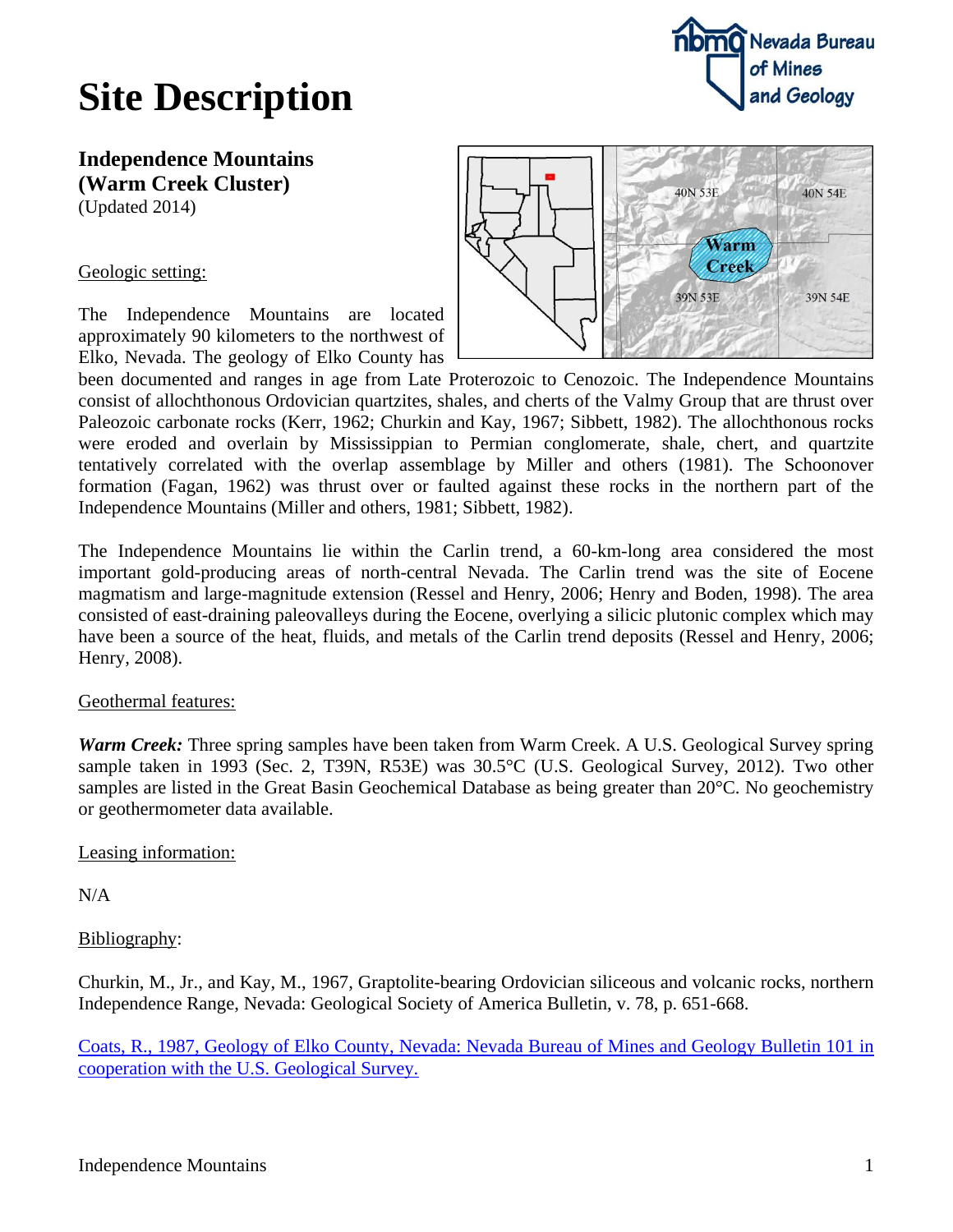# Site Description

## Independence Mountains (Warm Creek Cluster)

(Updated 2014)

Geologic setting:

The Independence Mountains are located approximately 90 kilometers to the northwest of Elko, Nevada. The geology of Elko County has been documented and ranges in age from Late Proterozoic to Cenozoic. The Independence Mountains consist of allochthonous Ordovician quartzites, shales, and cherts of the Valmy Group that are thrust over Paleozoic carbonate rocks (Kerr, 1962; Churkin and Kay, 1967; Sibbett, 1982). The allochthonous rocks were eroded and overlain by Mississippian to Permian conglomerate, shale, chert, and quartzite tentatively correlated with the overlap assemblage by Miller and others (1981). The Schoonover formation (Fagan, 1962) was thrust over or faulted against these rocks in the northern part of the Independence Mountains (Miller and others, 1981; Sibbett, 1982).

The Independence Mountains lie within the Carlin trend, a 60-km-long area considered the most important gold-producing areas of north-central Nevada. The Carlin trend was the site of Eocene magmatism and large-magnitude extension (Ressel and Henry, 2006; Henry and Boden, 1998). The area consisted of east-draining paleovalleys during the Eocene, overlying a silicic plutonic complex which may have been a source of the heat, fluids, and metals of the Carlin trend deposits (Ressel and Henry, 2006; Henry, 2008).

Geothermal features:

***Warm Creek:*** Three spring samples have been taken from Warm Creek. A U.S. Geological Survey spring sample taken in 1993 (Sec. 2, T39N, R53E) was 30.5°C (U.S. Geological Survey, 2012). Two other samples are listed in the Great Basin Geochemical Database as being greater than 20°C. No geochemistry or geothermometer data available.

Leasing information:

N/A

Bibliography:

Churkin, M., Jr., and Kay, M., 1967, Graptolite-bearing Ordovician siliceous and volcanic rocks, northern Independence Range, Nevada: Geological Society of America Bulletin, v. 78, p. 651-668.

Coats, R., 1987, Geology of Elko County, Nevada: Nevada Bureau of Mines and Geology Bulletin 101 in cooperation with the U.S. Geological Survey.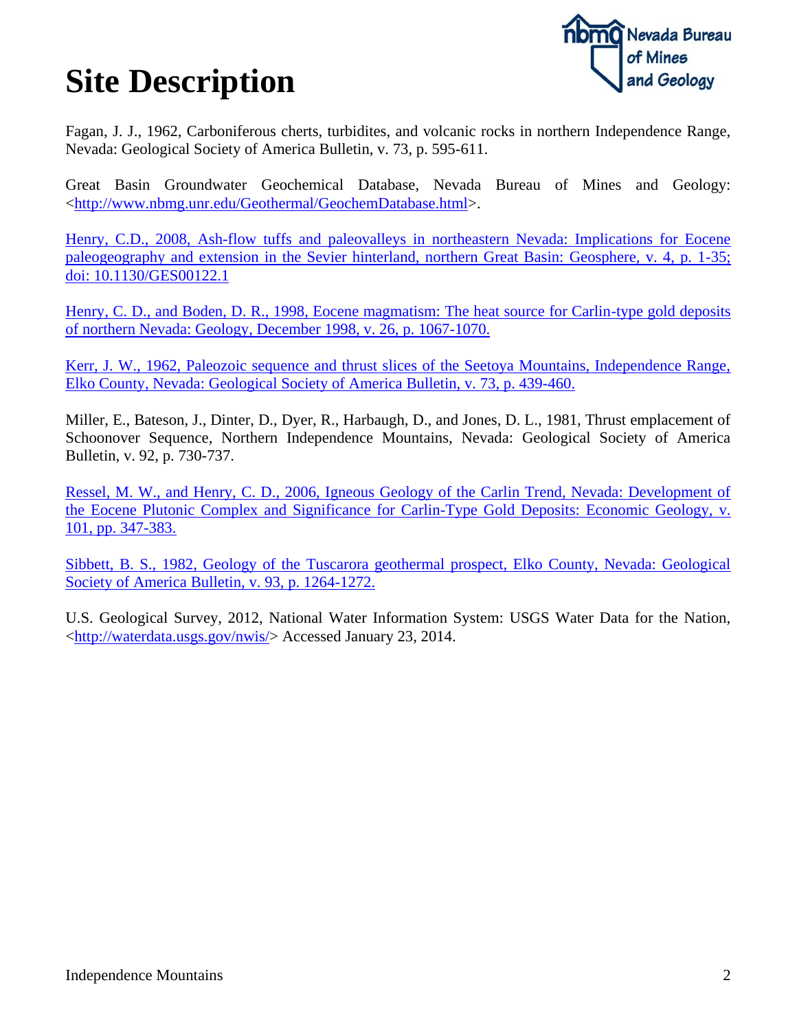# Site Description

Fagan, J. J., 1962, Carboniferous cherts, turbidites, and volcanic rocks in northern Independence Range, Nevada: Geological Society of America Bulletin, v. 73, p. 595-611.

Great Basin Groundwater Geochemical Database, Nevada Bureau of Mines and Geology: <http://www.nbmg.unr.edu/Geothermal/GeochemDatabase.html>.

Henry, C.D., 2008, Ash-flow tuffs and paleovalleys in northeastern Nevada: Implications for Eocene paleogeography and extension in the Sevier hinterland, northern Great Basin: Geosphere, v. 4, p. 1-35; doi: 10.1130/GES00122.1

Henry, C. D., and Boden, D. R., 1998, Eocene magmatism: The heat source for Carlin-type gold deposits of northern Nevada: Geology, December 1998, v. 26, p. 1067-1070.

Kerr, J. W., 1962, Paleozoic sequence and thrust slices of the Seetoya Mountains, Independence Range, Elko County, Nevada: Geological Society of America Bulletin, v. 73, p. 439-460.

Miller, E., Bateson, J., Dinter, D., Dyer, R., Harbaugh, D., and Jones, D. L., 1981, Thrust emplacement of Schoonover Sequence, Northern Independence Mountains, Nevada: Geological Society of America Bulletin, v. 92, p. 730-737.

Ressel, M. W., and Henry, C. D., 2006, Igneous Geology of the Carlin Trend, Nevada: Development of the Eocene Plutonic Complex and Significance for Carlin-Type Gold Deposits: Economic Geology, v. 101, pp. 347-383.

Sibbett, B. S., 1982, Geology of the Tuscarora geothermal prospect, Elko County, Nevada: Geological Society of America Bulletin, v. 93, p. 1264-1272.

U.S. Geological Survey, 2012, National Water Information System: USGS Water Data for the Nation, <http://waterdata.usgs.gov/nwis/> Accessed January 23, 2014.